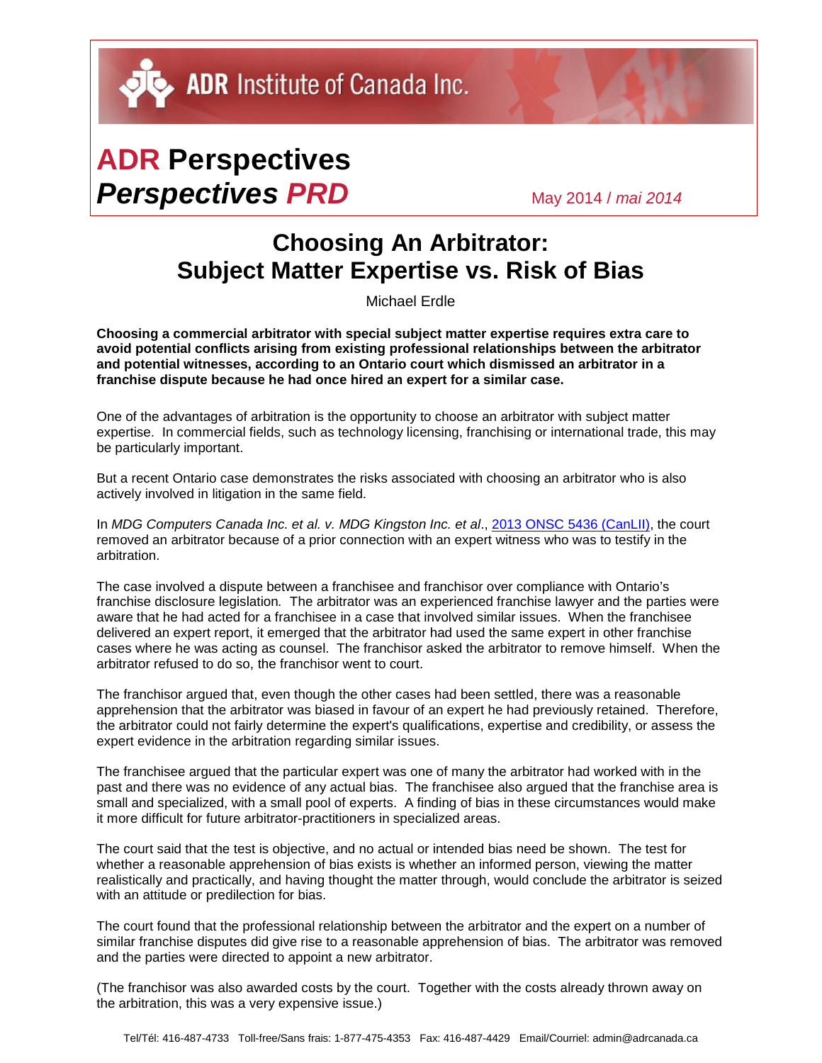ADR Institute of Canada Inc.

# **ADR** Perspectives
# ***Perspectives PRD***

May 2014 / *mai 2014*

## Choosing An Arbitrator: Subject Matter Expertise vs. Risk of Bias

Michael Erdle

**Choosing a commercial arbitrator with special subject matter expertise requires extra care to avoid potential conflicts arising from existing professional relationships between the arbitrator and potential witnesses, according to an Ontario court which dismissed an arbitrator in a franchise dispute because he had once hired an expert for a similar case.**

One of the advantages of arbitration is the opportunity to choose an arbitrator with subject matter expertise. In commercial fields, such as technology licensing, franchising or international trade, this may be particularly important.

But a recent Ontario case demonstrates the risks associated with choosing an arbitrator who is also actively involved in litigation in the same field.

In *MDG Computers Canada Inc. et al. v. MDG Kingston Inc. et al*., 2013 ONSC 5436 (CanLII), the court removed an arbitrator because of a prior connection with an expert witness who was to testify in the arbitration.

The case involved a dispute between a franchisee and franchisor over compliance with Ontario's franchise disclosure legislation. The arbitrator was an experienced franchise lawyer and the parties were aware that he had acted for a franchisee in a case that involved similar issues. When the franchisee delivered an expert report, it emerged that the arbitrator had used the same expert in other franchise cases where he was acting as counsel. The franchisor asked the arbitrator to remove himself. When the arbitrator refused to do so, the franchisor went to court.

The franchisor argued that, even though the other cases had been settled, there was a reasonable apprehension that the arbitrator was biased in favour of an expert he had previously retained. Therefore, the arbitrator could not fairly determine the expert's qualifications, expertise and credibility, or assess the expert evidence in the arbitration regarding similar issues.

The franchisee argued that the particular expert was one of many the arbitrator had worked with in the past and there was no evidence of any actual bias. The franchisee also argued that the franchise area is small and specialized, with a small pool of experts. A finding of bias in these circumstances would make it more difficult for future arbitrator-practitioners in specialized areas.

The court said that the test is objective, and no actual or intended bias need be shown. The test for whether a reasonable apprehension of bias exists is whether an informed person, viewing the matter realistically and practically, and having thought the matter through, would conclude the arbitrator is seized with an attitude or predilection for bias.

The court found that the professional relationship between the arbitrator and the expert on a number of similar franchise disputes did give rise to a reasonable apprehension of bias. The arbitrator was removed and the parties were directed to appoint a new arbitrator.

(The franchisor was also awarded costs by the court. Together with the costs already thrown away on the arbitration, this was a very expensive issue.)

Tel/Tél: 416-487-4733 Toll-free/Sans frais: 1-877-475-4353 Fax: 416-487-4429 Email/Courriel: admin@adrcanada.ca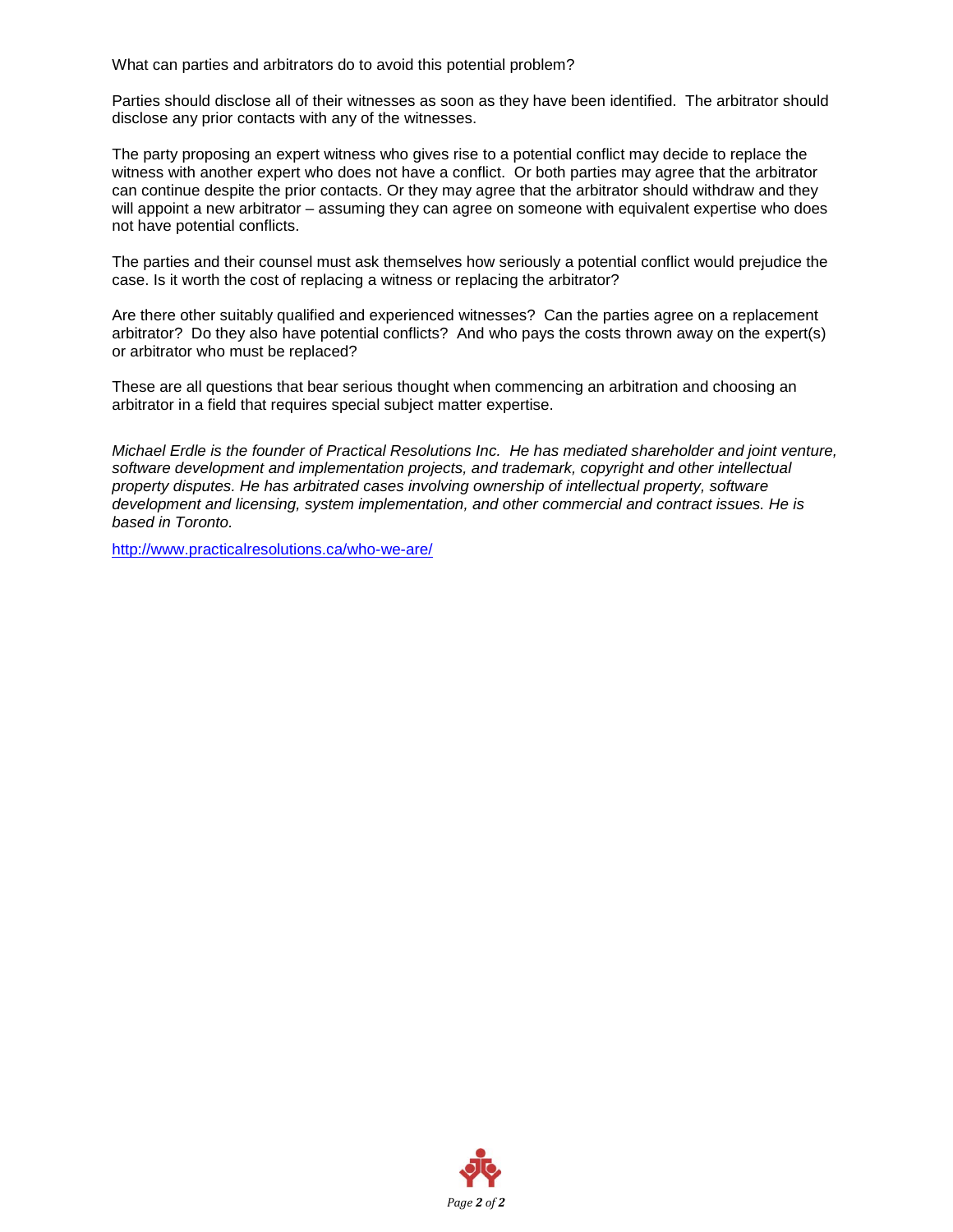What can parties and arbitrators do to avoid this potential problem?

Parties should disclose all of their witnesses as soon as they have been identified. The arbitrator should disclose any prior contacts with any of the witnesses.

The party proposing an expert witness who gives rise to a potential conflict may decide to replace the witness with another expert who does not have a conflict. Or both parties may agree that the arbitrator can continue despite the prior contacts. Or they may agree that the arbitrator should withdraw and they will appoint a new arbitrator – assuming they can agree on someone with equivalent expertise who does not have potential conflicts.

The parties and their counsel must ask themselves how seriously a potential conflict would prejudice the case. Is it worth the cost of replacing a witness or replacing the arbitrator?

Are there other suitably qualified and experienced witnesses? Can the parties agree on a replacement arbitrator? Do they also have potential conflicts? And who pays the costs thrown away on the expert(s) or arbitrator who must be replaced?

These are all questions that bear serious thought when commencing an arbitration and choosing an arbitrator in a field that requires special subject matter expertise.

*Michael Erdle is the founder of Practical Resolutions Inc. He has mediated shareholder and joint venture, software development and implementation projects, and trademark, copyright and other intellectual property disputes. He has arbitrated cases involving ownership of intellectual property, software development and licensing, system implementation, and other commercial and contract issues. He is based in Toronto.*

http://www.practicalresolutions.ca/who-we-are/